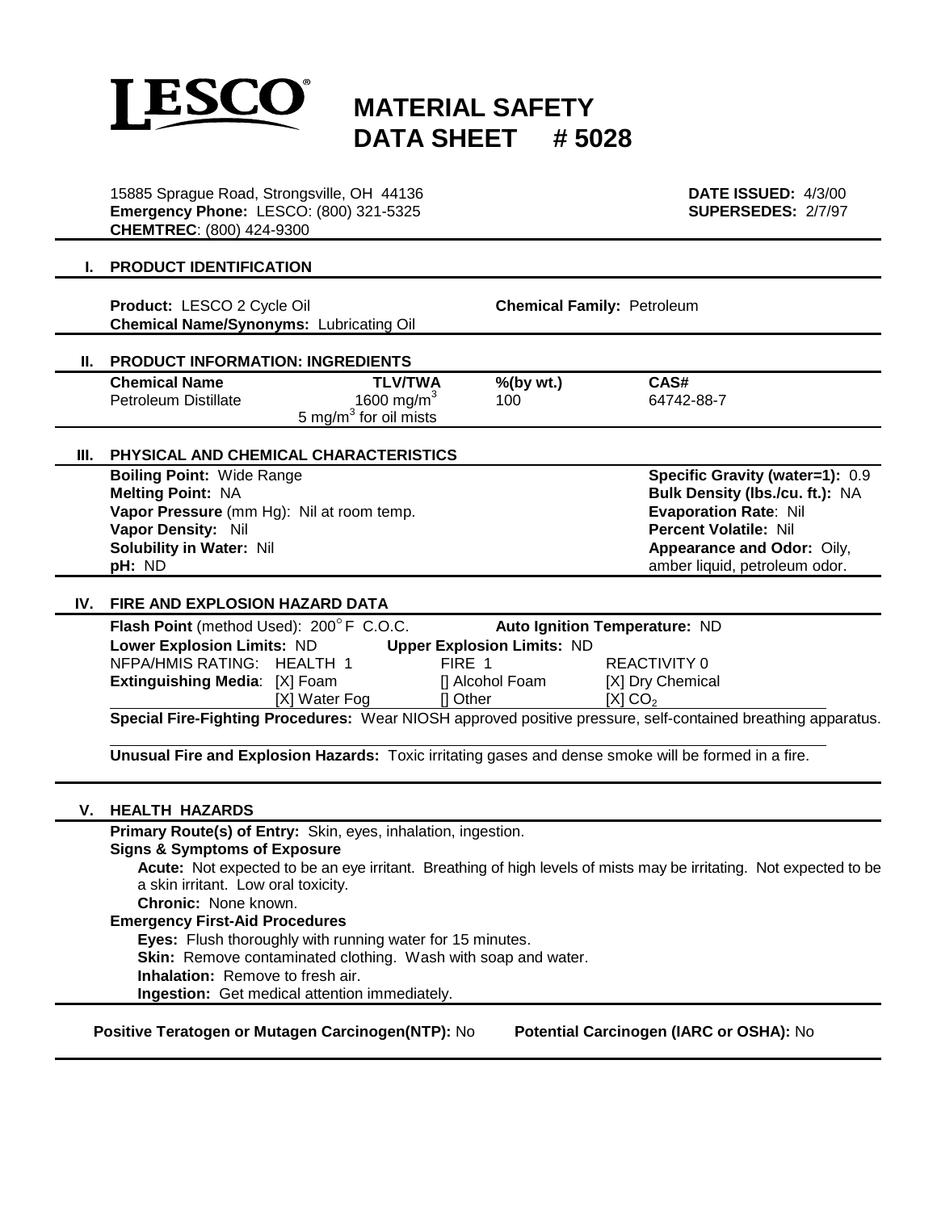# LESCO® MATERIAL SAFETY DATA SHEET # 5028

15885 Sprague Road, Strongsville, OH 44136
**Emergency Phone:** LESCO: (800) 321-5325
**CHEMTREC**: (800) 424-9300

**DATE ISSUED:** 4/3/00
**SUPERSEDES:** 2/7/97

## I. PRODUCT IDENTIFICATION

**Product:** LESCO 2 Cycle Oil
**Chemical Name/Synonyms:** Lubricating Oil
**Chemical Family:** Petroleum

## II. PRODUCT INFORMATION: INGREDIENTS

| Chemical Name | TLV/TWA | %(by wt.) | CAS# |
|---|---|---|---|
| Petroleum Distillate | 1600 mg/m$^3$<br>5 mg/m$^3$ for oil mists | 100 | 64742-88-7 |

## III. PHYSICAL AND CHEMICAL CHARACTERISTICS

**Boiling Point:** Wide Range
**Melting Point:** NA
**Vapor Pressure** (mm Hg): Nil at room temp.
**Vapor Density:** Nil
**Solubility in Water:** Nil
**pH:** ND

**Specific Gravity (water=1):** 0.9
**Bulk Density (lbs./cu. ft.):** NA
**Evaporation Rate**: Nil
**Percent Volatile:** Nil
**Appearance and Odor:** Oily, amber liquid, petroleum odor.

## IV. FIRE AND EXPLOSION HAZARD DATA

**Flash Point** (method Used): 200°F C.O.C.
**Auto Ignition Temperature:** ND
**Lower Explosion Limits:** ND
**Upper Explosion Limits:** ND

NFPA/HMIS RATING: HEALTH 1 FIRE 1 REACTIVITY 0

**Extinguishing Media**: [X] Foam [] Alcohol Foam [X] Dry Chemical [X] Water Fog [] Other [X] $CO_2$

**Special Fire-Fighting Procedures:** Wear NIOSH approved positive pressure, self-contained breathing apparatus.

**Unusual Fire and Explosion Hazards:** Toxic irritating gases and dense smoke will be formed in a fire.

## V. HEALTH HAZARDS

**Primary Route(s) of Entry:** Skin, eyes, inhalation, ingestion.

**Signs & Symptoms of Exposure**

**Acute:** Not expected to be an eye irritant. Breathing of high levels of mists may be irritating. Not expected to be a skin irritant. Low oral toxicity.

**Chronic:** None known.

**Emergency First-Aid Procedures**

**Eyes:** Flush thoroughly with running water for 15 minutes.
**Skin:** Remove contaminated clothing. Wash with soap and water.
**Inhalation:** Remove to fresh air.
**Ingestion:** Get medical attention immediately.

**Positive Teratogen or Mutagen Carcinogen(NTP):** No **Potential Carcinogen (IARC or OSHA):** No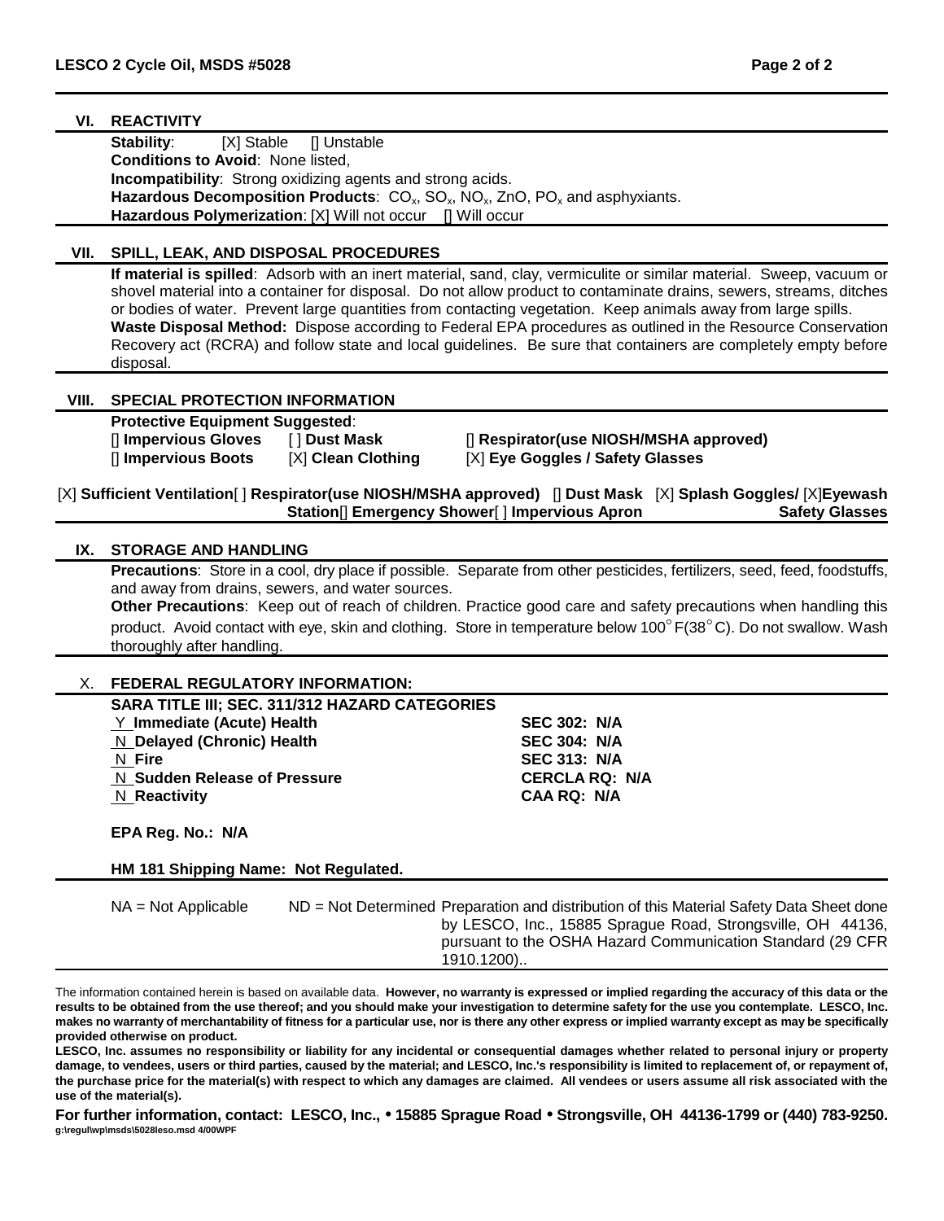## VI. REACTIVITY

**Stability**: [X] Stable [] Unstable
**Conditions to Avoid**: None listed,
**Incompatibility**: Strong oxidizing agents and strong acids.
**Hazardous Decomposition Products**: $CO_x$, $SO_x$, $NO_x$, ZnO, $PO_x$ and asphyxiants.
**Hazardous Polymerization**: [X] Will not occur [] Will occur

## VII. SPILL, LEAK, AND DISPOSAL PROCEDURES

**If material is spilled**: Adsorb with an inert material, sand, clay, vermiculite or similar material. Sweep, vacuum or shovel material into a container for disposal. Do not allow product to contaminate drains, sewers, streams, ditches or bodies of water. Prevent large quantities from contacting vegetation. Keep animals away from large spills.
**Waste Disposal Method:** Dispose according to Federal EPA procedures as outlined in the Resource Conservation Recovery act (RCRA) and follow state and local guidelines. Be sure that containers are completely empty before disposal.

## VIII. SPECIAL PROTECTION INFORMATION

**Protective Equipment Suggested**:

| | | |
|---|---|---|
| [] **Impervious Gloves** | [ ] **Dust Mask** | [] **Respirator(use NIOSH/MSHA approved)** |
| [] **Impervious Boots** | [X] **Clean Clothing** | [X] **Eye Goggles / Safety Glasses** |

[X] **Sufficient Ventilation**[ ] **Respirator(use NIOSH/MSHA approved)** [] **Dust Mask** [X] **Splash Goggles/ Safety Glasses** [X]**Eyewash Station**[] **Emergency Shower**[ ] **Impervious Apron**

## IX. STORAGE AND HANDLING

**Precautions**: Store in a cool, dry place if possible. Separate from other pesticides, fertilizers, seed, feed, foodstuffs, and away from drains, sewers, and water sources.
**Other Precautions**: Keep out of reach of children. Practice good care and safety precautions when handling this product. Avoid contact with eye, skin and clothing. Store in temperature below 100°F(38°C). Do not swallow. Wash thoroughly after handling.

## X. FEDERAL REGULATORY INFORMATION:

**SARA TITLE III; SEC. 311/312 HAZARD CATEGORIES**

| | |
|---|---|
| Y **Immediate (Acute) Health** | **SEC 302: N/A** |
| N **Delayed (Chronic) Health** | **SEC 304: N/A** |
| N **Fire** | **SEC 313: N/A** |
| N **Sudden Release of Pressure** | **CERCLA RQ: N/A** |
| N **Reactivity** | **CAA RQ: N/A** |

**EPA Reg. No.: N/A**

**HM 181 Shipping Name: Not Regulated.**

NA = Not Applicable ND = Not Determined Preparation and distribution of this Material Safety Data Sheet done by LESCO, Inc., 15885 Sprague Road, Strongsville, OH 44136, pursuant to the OSHA Hazard Communication Standard (29 CFR 1910.1200)..

The information contained herein is based on available data. **However, no warranty is expressed or implied regarding the accuracy of this data or the results to be obtained from the use thereof; and you should make your investigation to determine safety for the use you contemplate. LESCO, Inc. makes no warranty of merchantability of fitness for a particular use, nor is there any other express or implied warranty except as may be specifically provided otherwise on product.**

**LESCO, Inc. assumes no responsibility or liability for any incidental or consequential damages whether related to personal injury or property damage, to vendees, users or third parties, caused by the material; and LESCO, Inc.'s responsibility is limited to replacement of, or repayment of, the purchase price for the material(s) with respect to which any damages are claimed. All vendees or users assume all risk associated with the use of the material(s).**

**For further information, contact: LESCO, Inc., • 15885 Sprague Road • Strongsville, OH 44136-1799 or (440) 783-9250.**

g:\regul\wp\msds\5028leso.msd 4/00WPF